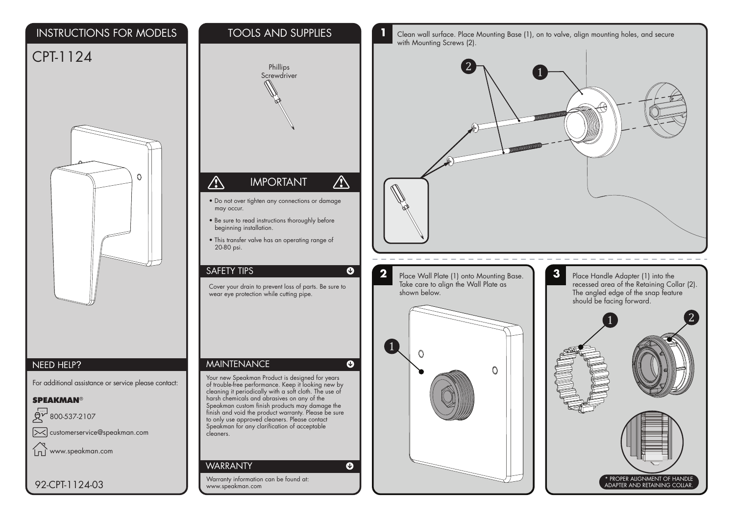# INSTRUCTIONS FOR MODELS

## CPT-1124

## NEED HELP?

For additional assistance or service please contact:

**SPEAKMAN®**

800-537-2107

customerservice@speakman.com

www.speakman.com

92-CPT-1124-03

## TOOLS AND SUPPLIES

Phillips Screwdriver

## IMPORTANT

- Do not over tighten any connections or damage may occur.
- Be sure to read instructions thoroughly before beginning installation.
- This transfer valve has an operating range of 20-80 psi.

## SAFETY TIPS

Cover your drain to prevent loss of parts. Be sure to wear eye protection while cutting pipe.

## MAINTENANCE

Your new Speakman Product is designed for years of trouble-free performance. Keep it looking new by cleaning it periodically with a soft cloth. The use of harsh chemicals and abrasives on any of the Speakman custom finish products may damage the finish and void the product warranty. Please be sure to only use approved cleaners. Please contact Speakman for any clarification of acceptable cleaners.

## WARRANTY

Warranty information can be found at: www.speakman.com

**1** Clean wall surface. Place Mounting Base (1), on to valve, align mounting holes, and secure with Mounting Screws (2).

**2** Place Wall Plate (1) onto Mounting Base. Take care to align the Wall Plate as shown below.

**3** Place Handle Adapter (1) into the recessed area of the Retaining Collar (2). The angled edge of the snap feature should be facing forward.

* PROPER ALIGNMENT OF HANDLE ADAPTER AND RETAINING COLLAR.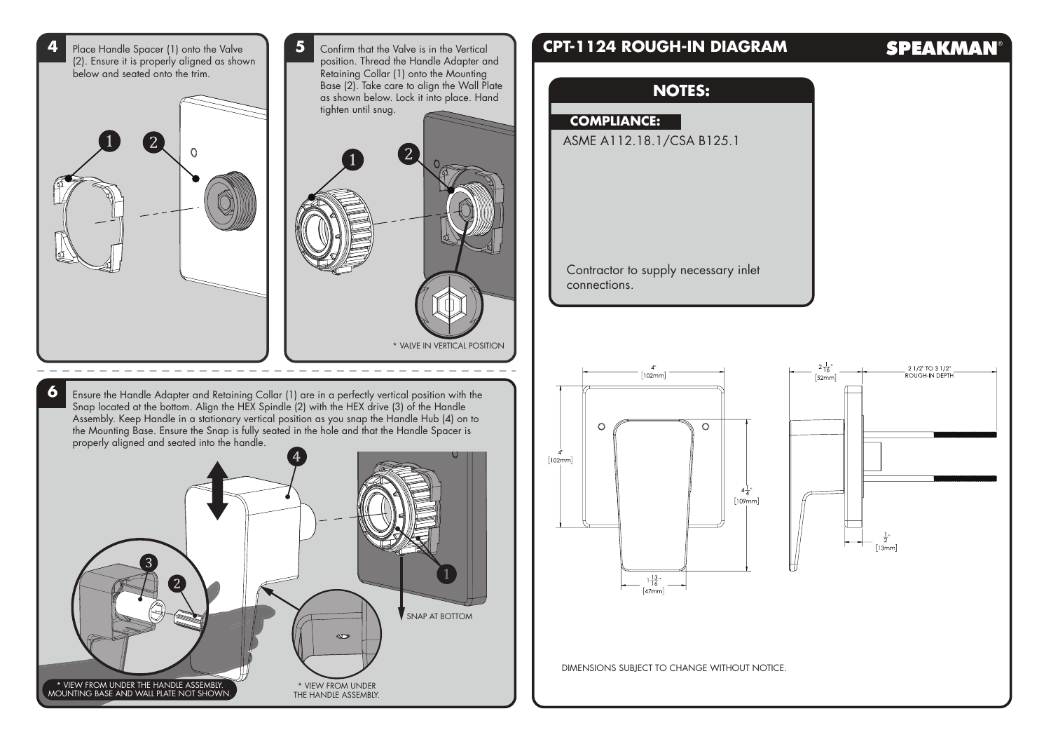**4** Place Handle Spacer (1) onto the Valve (2). Ensure it is properly aligned as shown below and seated onto the trim.

1
2

**5** Confirm that the Valve is in the Vertical position. Thread the Handle Adapter and Retaining Collar (1) onto the Mounting Base (2). Take care to align the Wall Plate as shown below. Lock it into place. Hand tighten until snug.

1
2

* VALVE IN VERTICAL POSITION

**6** Ensure the Handle Adapter and Retaining Collar (1) are in a perfectly vertical position with the Snap located at the bottom. Align the HEX Spindle (2) with the HEX drive (3) of the Handle Assembly. Keep Handle in a stationary vertical position as you snap the Handle Hub (4) on to the Mounting Base. Ensure the Snap is fully seated in the hole and that the Handle Spacer is properly aligned and seated into the handle.

4
3
2
1

SNAP AT BOTTOM

* VIEW FROM UNDER THE HANDLE ASSEMBLY. MOUNTING BASE AND WALL PLATE NOT SHOWN.

* VIEW FROM UNDER THE HANDLE ASSEMBLY.

## CPT-1124 ROUGH-IN DIAGRAM

**SPEAKMAN®**

### NOTES:

**COMPLIANCE:**

ASME A112.18.1/CSA B125.1

Contractor to supply necessary inlet connections.

4" [102mm]

4" [102mm]

$4\frac{1}{4}$" [109mm]

$1\frac{13}{16}$" [47mm]

$2\frac{1}{16}$" [52mm]

2 1/2" TO 3 1/2" ROUGH-IN DEPTH

$\frac{1}{2}$" [13mm]

DIMENSIONS SUBJECT TO CHANGE WITHOUT NOTICE.